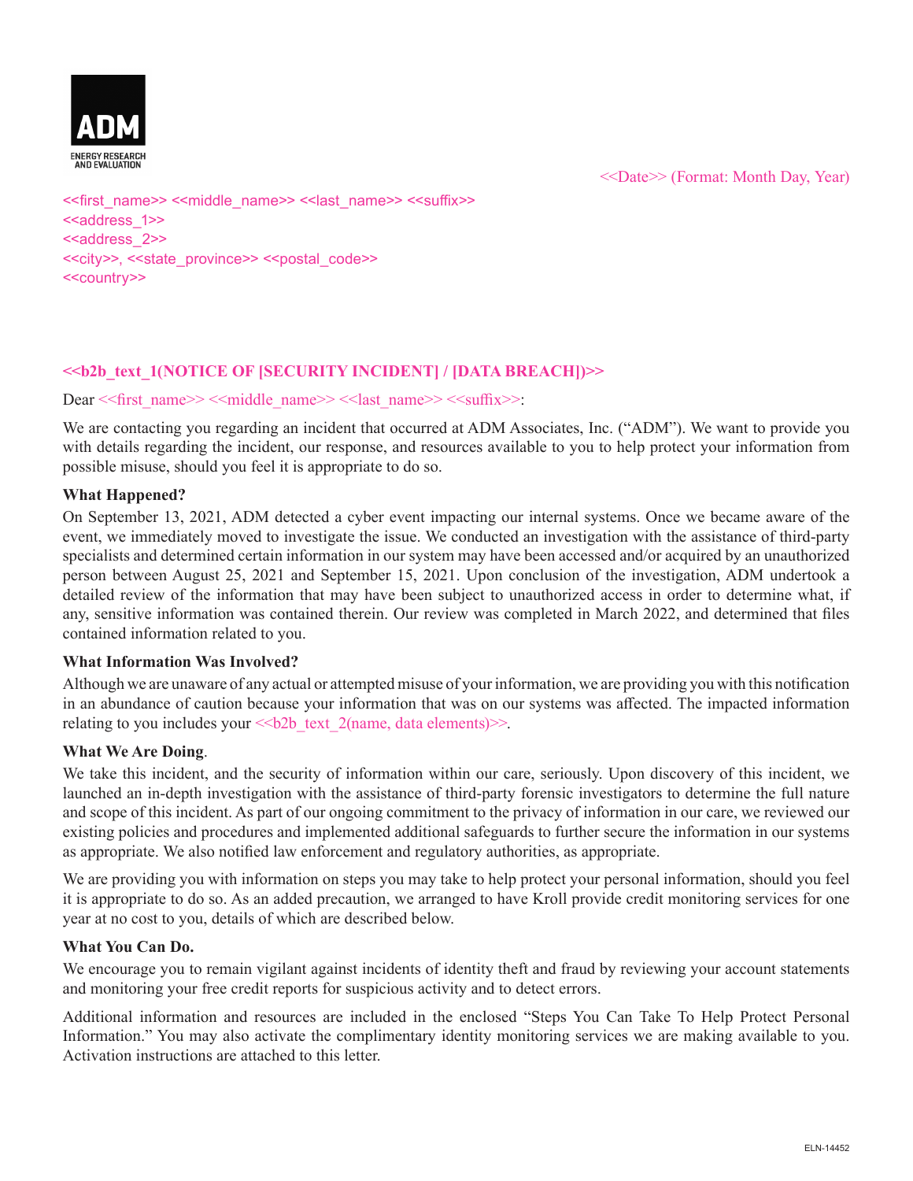ADM

ENERGY RESEARCH AND EVALUATION

<<Date>> (Format: Month Day, Year)

<<first_name>> <<middle_name>> <<last_name>> <<suffix>>
<<address_1>>
<<address_2>>
<<city>>, <<state_province>> <<postal_code>>
<<country>>

**<<b2b_text_1(NOTICE OF [SECURITY INCIDENT] / [DATA BREACH])>>**

Dear <<first_name>> <<middle_name>> <<last_name>> <<suffix>>:

We are contacting you regarding an incident that occurred at ADM Associates, Inc. ("ADM"). We want to provide you with details regarding the incident, our response, and resources available to you to help protect your information from possible misuse, should you feel it is appropriate to do so.

**What Happened?**

On September 13, 2021, ADM detected a cyber event impacting our internal systems. Once we became aware of the event, we immediately moved to investigate the issue. We conducted an investigation with the assistance of third-party specialists and determined certain information in our system may have been accessed and/or acquired by an unauthorized person between August 25, 2021 and September 15, 2021. Upon conclusion of the investigation, ADM undertook a detailed review of the information that may have been subject to unauthorized access in order to determine what, if any, sensitive information was contained therein. Our review was completed in March 2022, and determined that files contained information related to you.

**What Information Was Involved?**

Although we are unaware of any actual or attempted misuse of your information, we are providing you with this notification in an abundance of caution because your information that was on our systems was affected. The impacted information relating to you includes your <<b2b_text_2(name, data elements)>>.

**What We Are Doing**.

We take this incident, and the security of information within our care, seriously. Upon discovery of this incident, we launched an in-depth investigation with the assistance of third-party forensic investigators to determine the full nature and scope of this incident. As part of our ongoing commitment to the privacy of information in our care, we reviewed our existing policies and procedures and implemented additional safeguards to further secure the information in our systems as appropriate. We also notified law enforcement and regulatory authorities, as appropriate.

We are providing you with information on steps you may take to help protect your personal information, should you feel it is appropriate to do so. As an added precaution, we arranged to have Kroll provide credit monitoring services for one year at no cost to you, details of which are described below.

**What You Can Do.**

We encourage you to remain vigilant against incidents of identity theft and fraud by reviewing your account statements and monitoring your free credit reports for suspicious activity and to detect errors.

Additional information and resources are included in the enclosed "Steps You Can Take To Help Protect Personal Information." You may also activate the complimentary identity monitoring services we are making available to you. Activation instructions are attached to this letter.

ELN-14452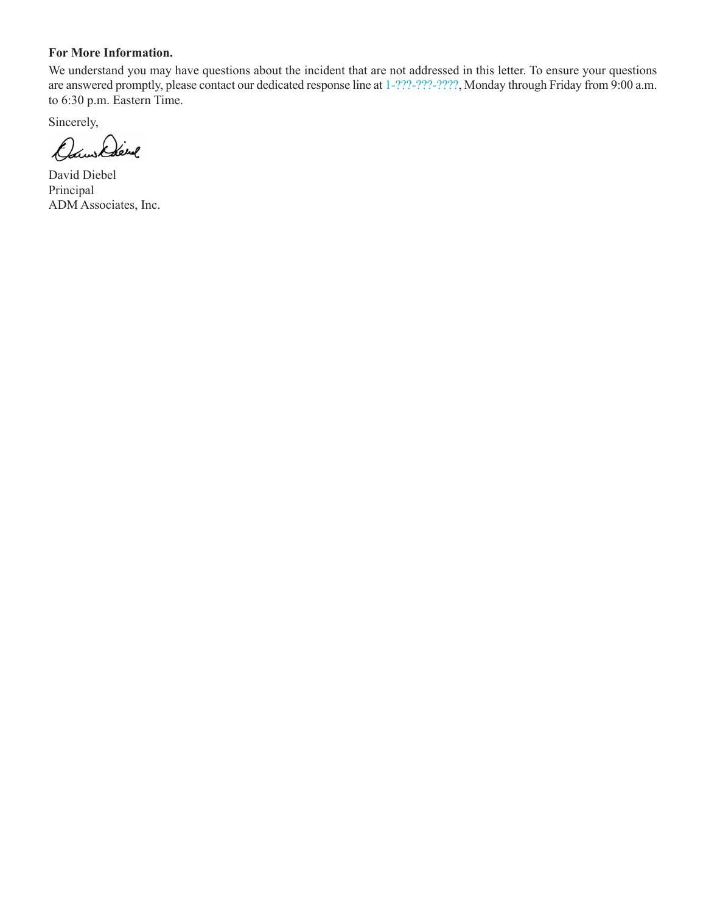**For More Information.**

We understand you may have questions about the incident that are not addressed in this letter. To ensure your questions are answered promptly, please contact our dedicated response line at 1-???-???-????, Monday through Friday from 9:00 a.m. to 6:30 p.m. Eastern Time.

Sincerely,

David Diebel
Principal
ADM Associates, Inc.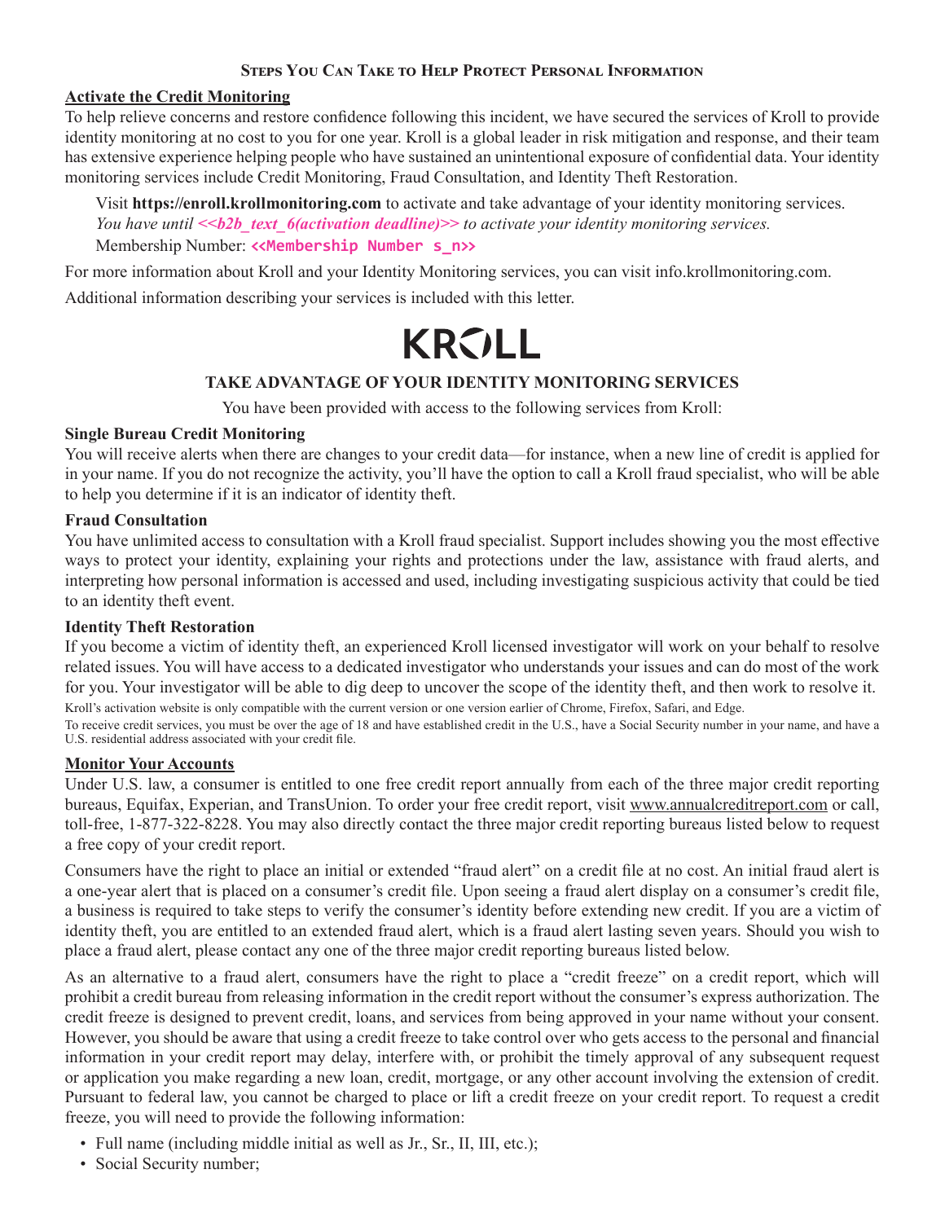## Steps You Can Take to Help Protect Personal Information

**Activate the Credit Monitoring**

To help relieve concerns and restore confidence following this incident, we have secured the services of Kroll to provide identity monitoring at no cost to you for one year. Kroll is a global leader in risk mitigation and response, and their team has extensive experience helping people who have sustained an unintentional exposure of confidential data. Your identity monitoring services include Credit Monitoring, Fraud Consultation, and Identity Theft Restoration.

Visit **https://enroll.krollmonitoring.com** to activate and take advantage of your identity monitoring services.
*You have until **<<b2b_text_6(activation deadline)>>** to activate your identity monitoring services.*
Membership Number: **<<Membership Number s_n>>**

For more information about Kroll and your Identity Monitoring services, you can visit info.krollmonitoring.com.

Additional information describing your services is included with this letter.

# KROLL

### TAKE ADVANTAGE OF YOUR IDENTITY MONITORING SERVICES

You have been provided with access to the following services from Kroll:

**Single Bureau Credit Monitoring**
You will receive alerts when there are changes to your credit data—for instance, when a new line of credit is applied for in your name. If you do not recognize the activity, you'll have the option to call a Kroll fraud specialist, who will be able to help you determine if it is an indicator of identity theft.

**Fraud Consultation**
You have unlimited access to consultation with a Kroll fraud specialist. Support includes showing you the most effective ways to protect your identity, explaining your rights and protections under the law, assistance with fraud alerts, and interpreting how personal information is accessed and used, including investigating suspicious activity that could be tied to an identity theft event.

**Identity Theft Restoration**
If you become a victim of identity theft, an experienced Kroll licensed investigator will work on your behalf to resolve related issues. You will have access to a dedicated investigator who understands your issues and can do most of the work for you. Your investigator will be able to dig deep to uncover the scope of the identity theft, and then work to resolve it.

Kroll's activation website is only compatible with the current version or one version earlier of Chrome, Firefox, Safari, and Edge.

To receive credit services, you must be over the age of 18 and have established credit in the U.S., have a Social Security number in your name, and have a U.S. residential address associated with your credit file.

**Monitor Your Accounts**

Under U.S. law, a consumer is entitled to one free credit report annually from each of the three major credit reporting bureaus, Equifax, Experian, and TransUnion. To order your free credit report, visit www.annualcreditreport.com or call, toll-free, 1-877-322-8228. You may also directly contact the three major credit reporting bureaus listed below to request a free copy of your credit report.

Consumers have the right to place an initial or extended "fraud alert" on a credit file at no cost. An initial fraud alert is a one-year alert that is placed on a consumer's credit file. Upon seeing a fraud alert display on a consumer's credit file, a business is required to take steps to verify the consumer's identity before extending new credit. If you are a victim of identity theft, you are entitled to an extended fraud alert, which is a fraud alert lasting seven years. Should you wish to place a fraud alert, please contact any one of the three major credit reporting bureaus listed below.

As an alternative to a fraud alert, consumers have the right to place a "credit freeze" on a credit report, which will prohibit a credit bureau from releasing information in the credit report without the consumer's express authorization. The credit freeze is designed to prevent credit, loans, and services from being approved in your name without your consent. However, you should be aware that using a credit freeze to take control over who gets access to the personal and financial information in your credit report may delay, interfere with, or prohibit the timely approval of any subsequent request or application you make regarding a new loan, credit, mortgage, or any other account involving the extension of credit. Pursuant to federal law, you cannot be charged to place or lift a credit freeze on your credit report. To request a credit freeze, you will need to provide the following information:

- Full name (including middle initial as well as Jr., Sr., II, III, etc.);
- Social Security number;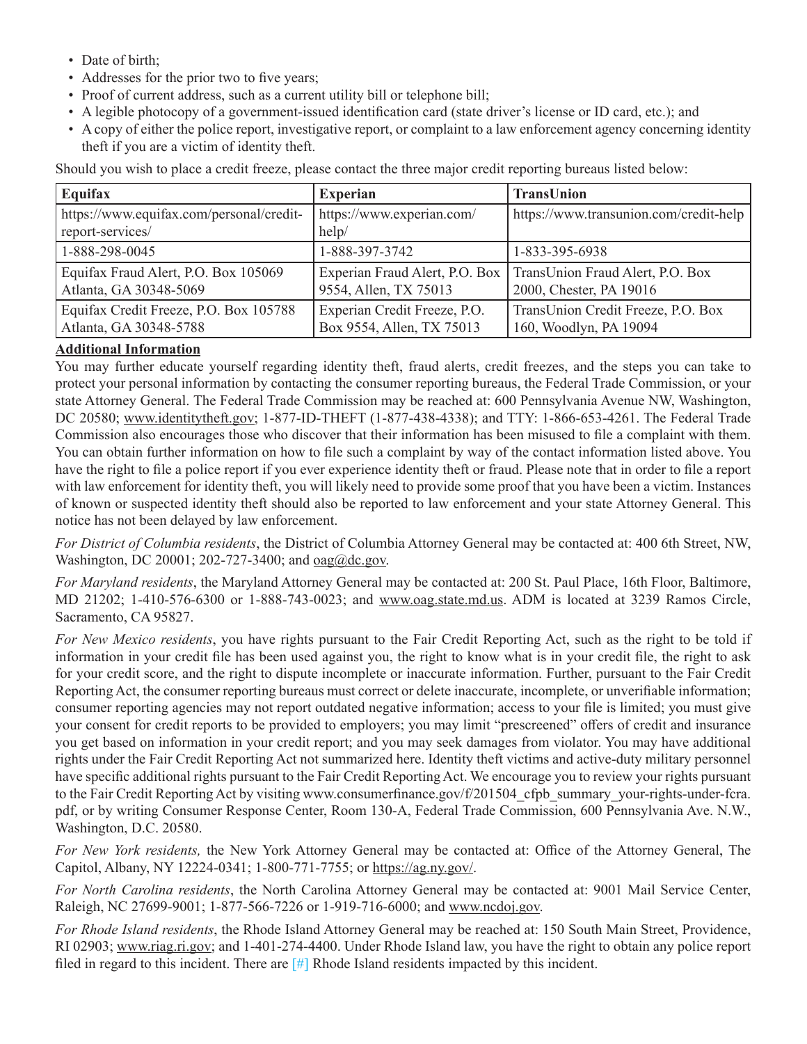- Date of birth;
- Addresses for the prior two to five years;
- Proof of current address, such as a current utility bill or telephone bill;
- A legible photocopy of a government-issued identification card (state driver's license or ID card, etc.); and
- A copy of either the police report, investigative report, or complaint to a law enforcement agency concerning identity theft if you are a victim of identity theft.

Should you wish to place a credit freeze, please contact the three major credit reporting bureaus listed below:

| Equifax | Experian | TransUnion |
|---|---|---|
| https://www.equifax.com/personal/credit-report-services/ | https://www.experian.com/help/ | https://www.transunion.com/credit-help |
| 1-888-298-0045 | 1-888-397-3742 | 1-833-395-6938 |
| Equifax Fraud Alert, P.O. Box 105069 Atlanta, GA 30348-5069 | Experian Fraud Alert, P.O. Box 9554, Allen, TX 75013 | TransUnion Fraud Alert, P.O. Box 2000, Chester, PA 19016 |
| Equifax Credit Freeze, P.O. Box 105788 Atlanta, GA 30348-5788 | Experian Credit Freeze, P.O. Box 9554, Allen, TX 75013 | TransUnion Credit Freeze, P.O. Box 160, Woodlyn, PA 19094 |

**Additional Information**

You may further educate yourself regarding identity theft, fraud alerts, credit freezes, and the steps you can take to protect your personal information by contacting the consumer reporting bureaus, the Federal Trade Commission, or your state Attorney General. The Federal Trade Commission may be reached at: 600 Pennsylvania Avenue NW, Washington, DC 20580; www.identitytheft.gov; 1-877-ID-THEFT (1-877-438-4338); and TTY: 1-866-653-4261. The Federal Trade Commission also encourages those who discover that their information has been misused to file a complaint with them. You can obtain further information on how to file such a complaint by way of the contact information listed above. You have the right to file a police report if you ever experience identity theft or fraud. Please note that in order to file a report with law enforcement for identity theft, you will likely need to provide some proof that you have been a victim. Instances of known or suspected identity theft should also be reported to law enforcement and your state Attorney General. This notice has not been delayed by law enforcement.

*For District of Columbia residents*, the District of Columbia Attorney General may be contacted at: 400 6th Street, NW, Washington, DC 20001; 202-727-3400; and oag@dc.gov.

*For Maryland residents*, the Maryland Attorney General may be contacted at: 200 St. Paul Place, 16th Floor, Baltimore, MD 21202; 1-410-576-6300 or 1-888-743-0023; and www.oag.state.md.us. ADM is located at 3239 Ramos Circle, Sacramento, CA 95827.

*For New Mexico residents*, you have rights pursuant to the Fair Credit Reporting Act, such as the right to be told if information in your credit file has been used against you, the right to know what is in your credit file, the right to ask for your credit score, and the right to dispute incomplete or inaccurate information. Further, pursuant to the Fair Credit Reporting Act, the consumer reporting bureaus must correct or delete inaccurate, incomplete, or unverifiable information; consumer reporting agencies may not report outdated negative information; access to your file is limited; you must give your consent for credit reports to be provided to employers; you may limit "prescreened" offers of credit and insurance you get based on information in your credit report; and you may seek damages from violator. You may have additional rights under the Fair Credit Reporting Act not summarized here. Identity theft victims and active-duty military personnel have specific additional rights pursuant to the Fair Credit Reporting Act. We encourage you to review your rights pursuant to the Fair Credit Reporting Act by visiting www.consumerfinance.gov/f/201504_cfpb_summary_your-rights-under-fcra.pdf, or by writing Consumer Response Center, Room 130-A, Federal Trade Commission, 600 Pennsylvania Ave. N.W., Washington, D.C. 20580.

*For New York residents,* the New York Attorney General may be contacted at: Office of the Attorney General, The Capitol, Albany, NY 12224-0341; 1-800-771-7755; or https://ag.ny.gov/.

*For North Carolina residents*, the North Carolina Attorney General may be contacted at: 9001 Mail Service Center, Raleigh, NC 27699-9001; 1-877-566-7226 or 1-919-716-6000; and www.ncdoj.gov.

*For Rhode Island residents*, the Rhode Island Attorney General may be reached at: 150 South Main Street, Providence, RI 02903; www.riag.ri.gov; and 1-401-274-4400. Under Rhode Island law, you have the right to obtain any police report filed in regard to this incident. There are [#] Rhode Island residents impacted by this incident.